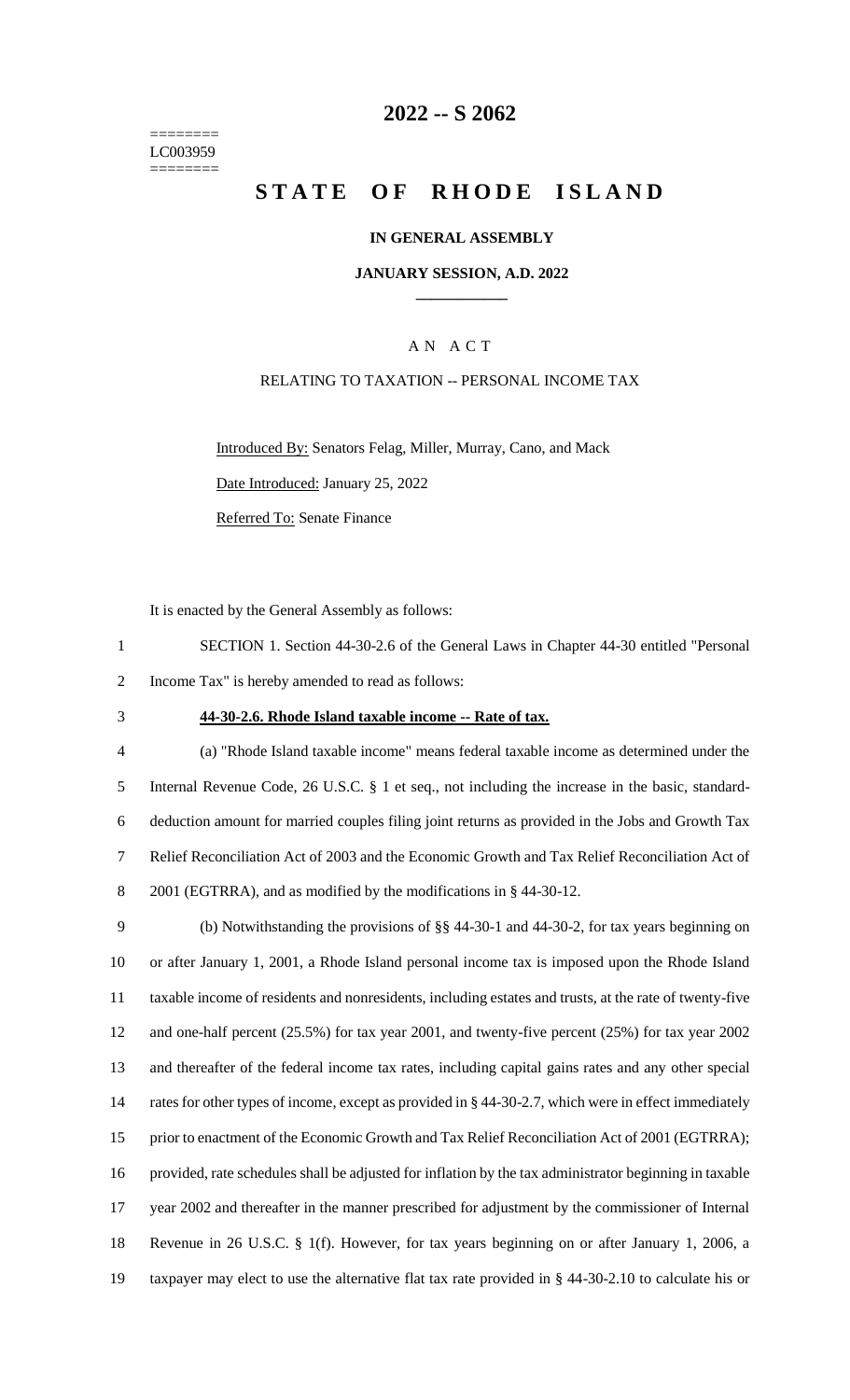# 2022 -- S 2062

========
LC003959
========

# STATE OF RHODE ISLAND

**IN GENERAL ASSEMBLY**

**JANUARY SESSION, A.D. 2022**

____________

A N A C T

RELATING TO TAXATION -- PERSONAL INCOME TAX

Introduced By: Senators Felag, Miller, Murray, Cano, and Mack

Date Introduced: January 25, 2022

Referred To: Senate Finance

It is enacted by the General Assembly as follows:

SECTION 1. Section 44-30-2.6 of the General Laws in Chapter 44-30 entitled "Personal Income Tax" is hereby amended to read as follows:

**44-30-2.6. Rhode Island taxable income -- Rate of tax.**

(a) "Rhode Island taxable income" means federal taxable income as determined under the Internal Revenue Code, 26 U.S.C. § 1 et seq., not including the increase in the basic, standard-deduction amount for married couples filing joint returns as provided in the Jobs and Growth Tax Relief Reconciliation Act of 2003 and the Economic Growth and Tax Relief Reconciliation Act of 2001 (EGTRRA), and as modified by the modifications in § 44-30-12.

(b) Notwithstanding the provisions of §§ 44-30-1 and 44-30-2, for tax years beginning on or after January 1, 2001, a Rhode Island personal income tax is imposed upon the Rhode Island taxable income of residents and nonresidents, including estates and trusts, at the rate of twenty-five and one-half percent (25.5%) for tax year 2001, and twenty-five percent (25%) for tax year 2002 and thereafter of the federal income tax rates, including capital gains rates and any other special rates for other types of income, except as provided in § 44-30-2.7, which were in effect immediately prior to enactment of the Economic Growth and Tax Relief Reconciliation Act of 2001 (EGTRRA); provided, rate schedules shall be adjusted for inflation by the tax administrator beginning in taxable year 2002 and thereafter in the manner prescribed for adjustment by the commissioner of Internal Revenue in 26 U.S.C. § 1(f). However, for tax years beginning on or after January 1, 2006, a taxpayer may elect to use the alternative flat tax rate provided in § 44-30-2.10 to calculate his or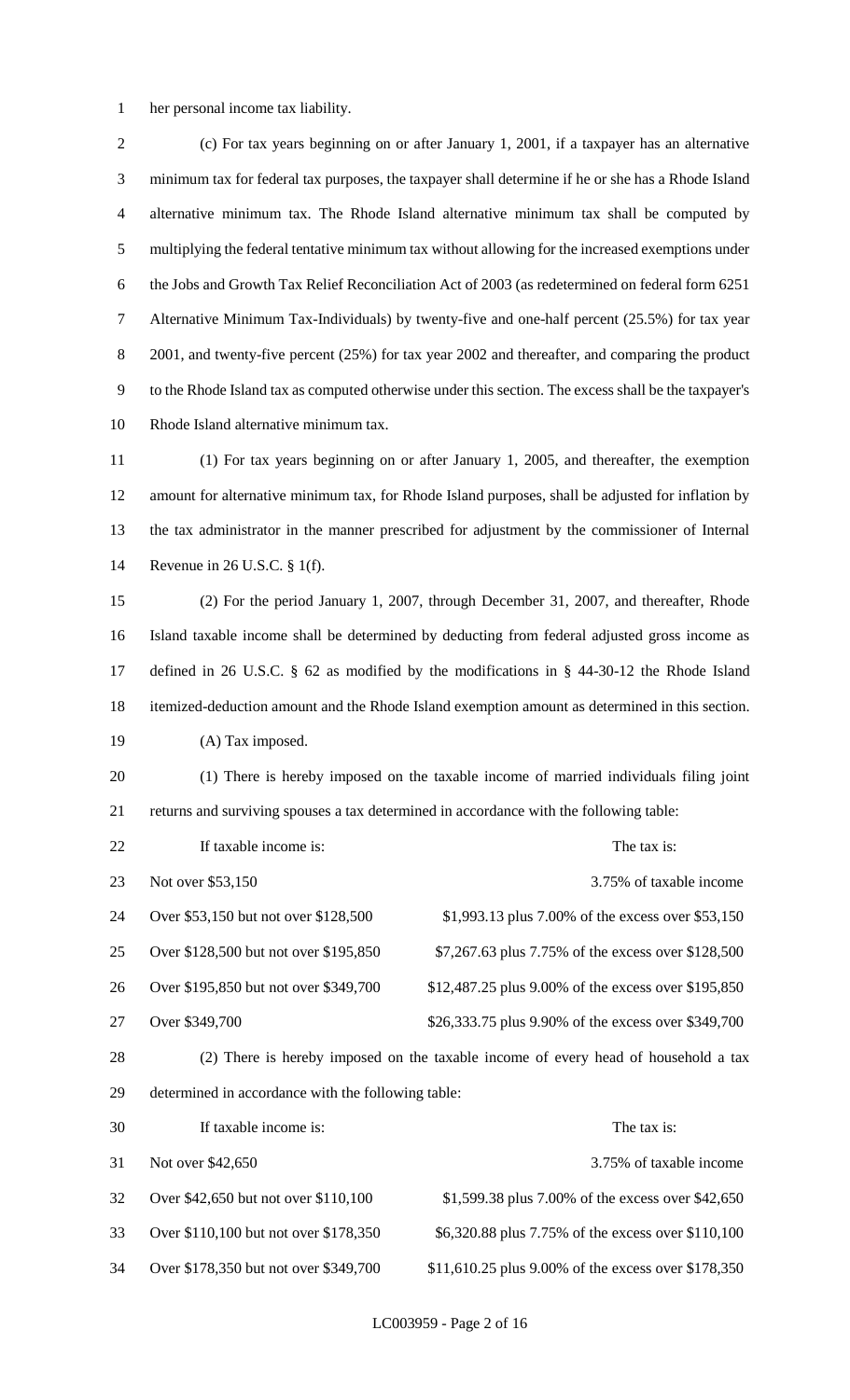her personal income tax liability.

(c) For tax years beginning on or after January 1, 2001, if a taxpayer has an alternative minimum tax for federal tax purposes, the taxpayer shall determine if he or she has a Rhode Island alternative minimum tax. The Rhode Island alternative minimum tax shall be computed by multiplying the federal tentative minimum tax without allowing for the increased exemptions under the Jobs and Growth Tax Relief Reconciliation Act of 2003 (as redetermined on federal form 6251 Alternative Minimum Tax-Individuals) by twenty-five and one-half percent (25.5%) for tax year 2001, and twenty-five percent (25%) for tax year 2002 and thereafter, and comparing the product to the Rhode Island tax as computed otherwise under this section. The excess shall be the taxpayer's Rhode Island alternative minimum tax.

(1) For tax years beginning on or after January 1, 2005, and thereafter, the exemption amount for alternative minimum tax, for Rhode Island purposes, shall be adjusted for inflation by the tax administrator in the manner prescribed for adjustment by the commissioner of Internal Revenue in 26 U.S.C. § 1(f).

(2) For the period January 1, 2007, through December 31, 2007, and thereafter, Rhode Island taxable income shall be determined by deducting from federal adjusted gross income as defined in 26 U.S.C. § 62 as modified by the modifications in § 44-30-12 the Rhode Island itemized-deduction amount and the Rhode Island exemption amount as determined in this section.

(A) Tax imposed.

(1) There is hereby imposed on the taxable income of married individuals filing joint returns and surviving spouses a tax determined in accordance with the following table:

| If taxable income is: | The tax is: |
|---|---|
| Not over $53,150 | 3.75% of taxable income |
| Over $53,150 but not over $128,500 | $1,993.13 plus 7.00% of the excess over $53,150 |
| Over $128,500 but not over $195,850 | $7,267.63 plus 7.75% of the excess over $128,500 |
| Over $195,850 but not over $349,700 | $12,487.25 plus 9.00% of the excess over $195,850 |
| Over $349,700 | $26,333.75 plus 9.90% of the excess over $349,700 |

(2) There is hereby imposed on the taxable income of every head of household a tax determined in accordance with the following table:

| If taxable income is: | The tax is: |
|---|---|
| Not over $42,650 | 3.75% of taxable income |
| Over $42,650 but not over $110,100 | $1,599.38 plus 7.00% of the excess over $42,650 |
| Over $110,100 but not over $178,350 | $6,320.88 plus 7.75% of the excess over $110,100 |
| Over $178,350 but not over $349,700 | $11,610.25 plus 9.00% of the excess over $178,350 |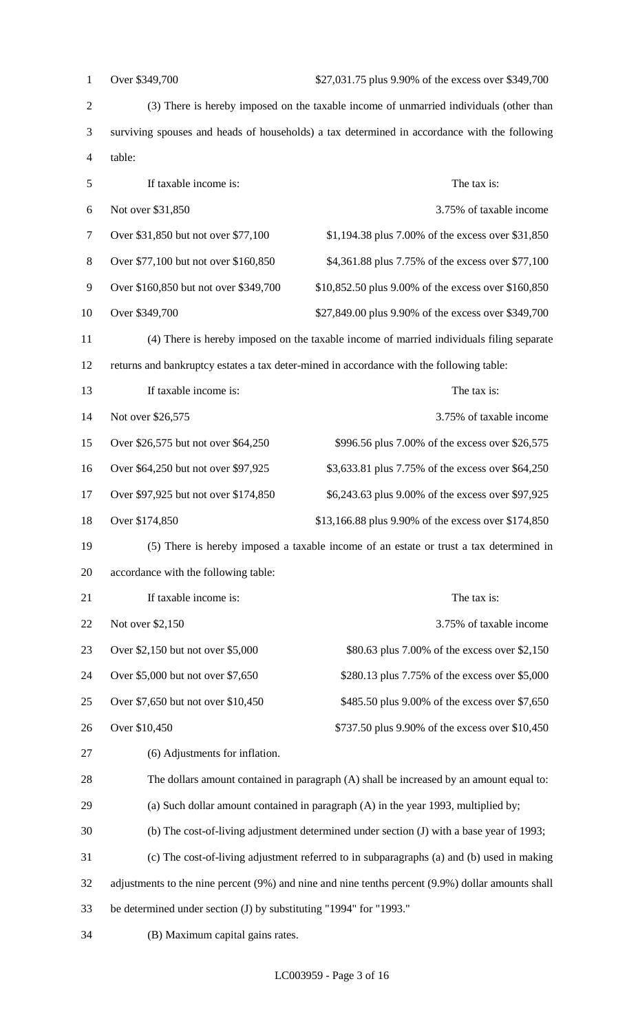| | |
|---|---|
| Over $349,700 | $27,031.75 plus 9.90% of the excess over $349,700 |

(3) There is hereby imposed on the taxable income of unmarried individuals (other than surviving spouses and heads of households) a tax determined in accordance with the following table:

| If taxable income is: | The tax is: |
|---|---|
| Not over $31,850 | 3.75% of taxable income |
| Over $31,850 but not over $77,100 | $1,194.38 plus 7.00% of the excess over $31,850 |
| Over $77,100 but not over $160,850 | $4,361.88 plus 7.75% of the excess over $77,100 |
| Over $160,850 but not over $349,700 | $10,852.50 plus 9.00% of the excess over $160,850 |
| Over $349,700 | $27,849.00 plus 9.90% of the excess over $349,700 |

(4) There is hereby imposed on the taxable income of married individuals filing separate returns and bankruptcy estates a tax deter-mined in accordance with the following table:

| If taxable income is: | The tax is: |
|---|---|
| Not over $26,575 | 3.75% of taxable income |
| Over $26,575 but not over $64,250 | $996.56 plus 7.00% of the excess over $26,575 |
| Over $64,250 but not over $97,925 | $3,633.81 plus 7.75% of the excess over $64,250 |
| Over $97,925 but not over $174,850 | $6,243.63 plus 9.00% of the excess over $97,925 |
| Over $174,850 | $13,166.88 plus 9.90% of the excess over $174,850 |

(5) There is hereby imposed a taxable income of an estate or trust a tax determined in accordance with the following table:

| If taxable income is: | The tax is: |
|---|---|
| Not over $2,150 | 3.75% of taxable income |
| Over $2,150 but not over $5,000 | $80.63 plus 7.00% of the excess over $2,150 |
| Over $5,000 but not over $7,650 | $280.13 plus 7.75% of the excess over $5,000 |
| Over $7,650 but not over $10,450 | $485.50 plus 9.00% of the excess over $7,650 |
| Over $10,450 | $737.50 plus 9.90% of the excess over $10,450 |

(6) Adjustments for inflation.

The dollars amount contained in paragraph (A) shall be increased by an amount equal to:

(a) Such dollar amount contained in paragraph (A) in the year 1993, multiplied by;

(b) The cost-of-living adjustment determined under section (J) with a base year of 1993;

(c) The cost-of-living adjustment referred to in subparagraphs (a) and (b) used in making adjustments to the nine percent (9%) and nine and nine tenths percent (9.9%) dollar amounts shall be determined under section (J) by substituting "1994" for "1993."

(B) Maximum capital gains rates.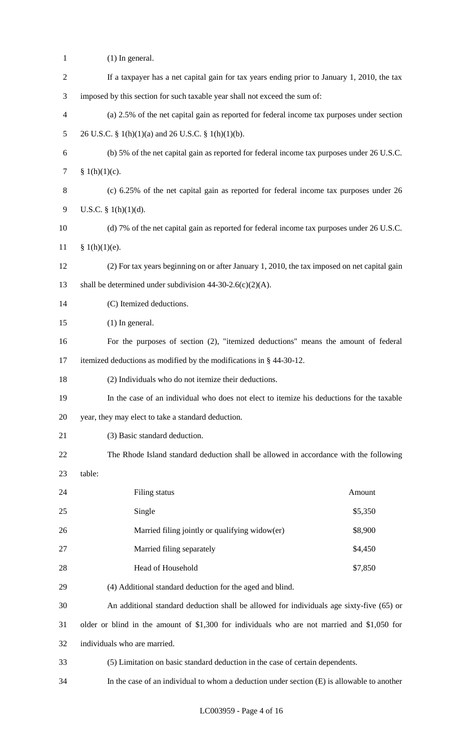(1) In general.

If a taxpayer has a net capital gain for tax years ending prior to January 1, 2010, the tax imposed by this section for such taxable year shall not exceed the sum of:

(a) 2.5% of the net capital gain as reported for federal income tax purposes under section 26 U.S.C. § 1(h)(1)(a) and 26 U.S.C. § 1(h)(1)(b).

(b) 5% of the net capital gain as reported for federal income tax purposes under 26 U.S.C. § 1(h)(1)(c).

(c) 6.25% of the net capital gain as reported for federal income tax purposes under 26 U.S.C. § 1(h)(1)(d).

(d) 7% of the net capital gain as reported for federal income tax purposes under 26 U.S.C. § 1(h)(1)(e).

(2) For tax years beginning on or after January 1, 2010, the tax imposed on net capital gain shall be determined under subdivision 44-30-2.6(c)(2)(A).

(C) Itemized deductions.

(1) In general.

For the purposes of section (2), "itemized deductions" means the amount of federal itemized deductions as modified by the modifications in § 44-30-12.

(2) Individuals who do not itemize their deductions.

In the case of an individual who does not elect to itemize his deductions for the taxable year, they may elect to take a standard deduction.

(3) Basic standard deduction.

The Rhode Island standard deduction shall be allowed in accordance with the following table:

| Filing status | Amount |
|---|---|
| Single | $5,350 |
| Married filing jointly or qualifying widow(er) | $8,900 |
| Married filing separately | $4,450 |
| Head of Household | $7,850 |

(4) Additional standard deduction for the aged and blind.

An additional standard deduction shall be allowed for individuals age sixty-five (65) or older or blind in the amount of $1,300 for individuals who are not married and $1,050 for individuals who are married.

(5) Limitation on basic standard deduction in the case of certain dependents.

In the case of an individual to whom a deduction under section (E) is allowable to another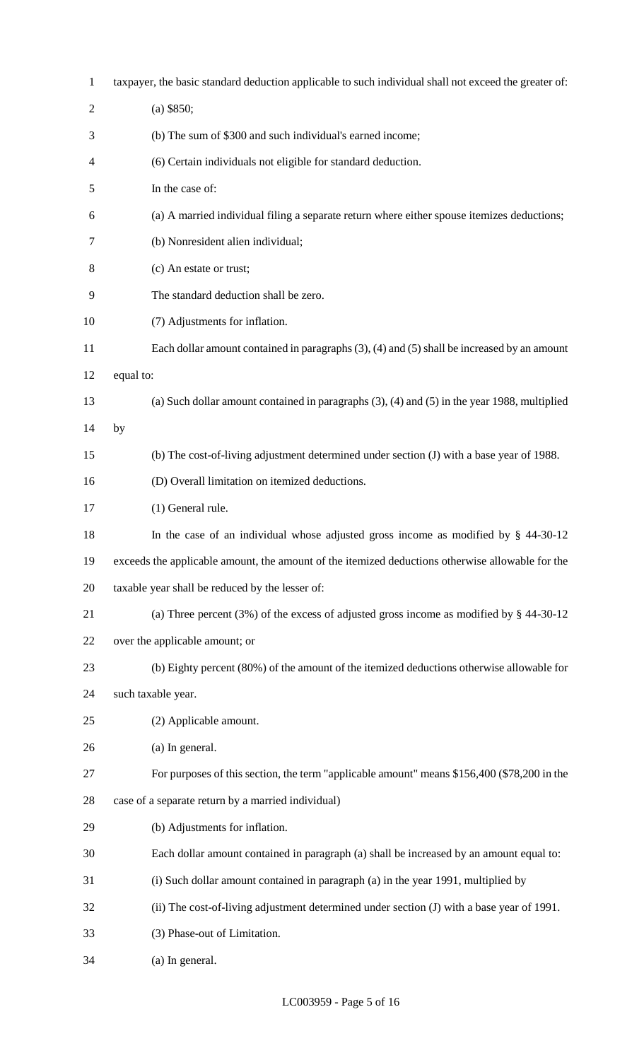taxpayer, the basic standard deduction applicable to such individual shall not exceed the greater of:

(a) $850;

(b) The sum of $300 and such individual's earned income;

(6) Certain individuals not eligible for standard deduction.

In the case of:

(a) A married individual filing a separate return where either spouse itemizes deductions;

(b) Nonresident alien individual;

(c) An estate or trust;

The standard deduction shall be zero.

(7) Adjustments for inflation.

Each dollar amount contained in paragraphs (3), (4) and (5) shall be increased by an amount equal to:

(a) Such dollar amount contained in paragraphs (3), (4) and (5) in the year 1988, multiplied by

(b) The cost-of-living adjustment determined under section (J) with a base year of 1988.

(D) Overall limitation on itemized deductions.

(1) General rule.

In the case of an individual whose adjusted gross income as modified by § 44-30-12 exceeds the applicable amount, the amount of the itemized deductions otherwise allowable for the taxable year shall be reduced by the lesser of:

(a) Three percent (3%) of the excess of adjusted gross income as modified by § 44-30-12 over the applicable amount; or

(b) Eighty percent (80%) of the amount of the itemized deductions otherwise allowable for such taxable year.

(2) Applicable amount.

(a) In general.

For purposes of this section, the term "applicable amount" means $156,400 ($78,200 in the case of a separate return by a married individual)

(b) Adjustments for inflation.

Each dollar amount contained in paragraph (a) shall be increased by an amount equal to:

(i) Such dollar amount contained in paragraph (a) in the year 1991, multiplied by

(ii) The cost-of-living adjustment determined under section (J) with a base year of 1991.

(3) Phase-out of Limitation.

(a) In general.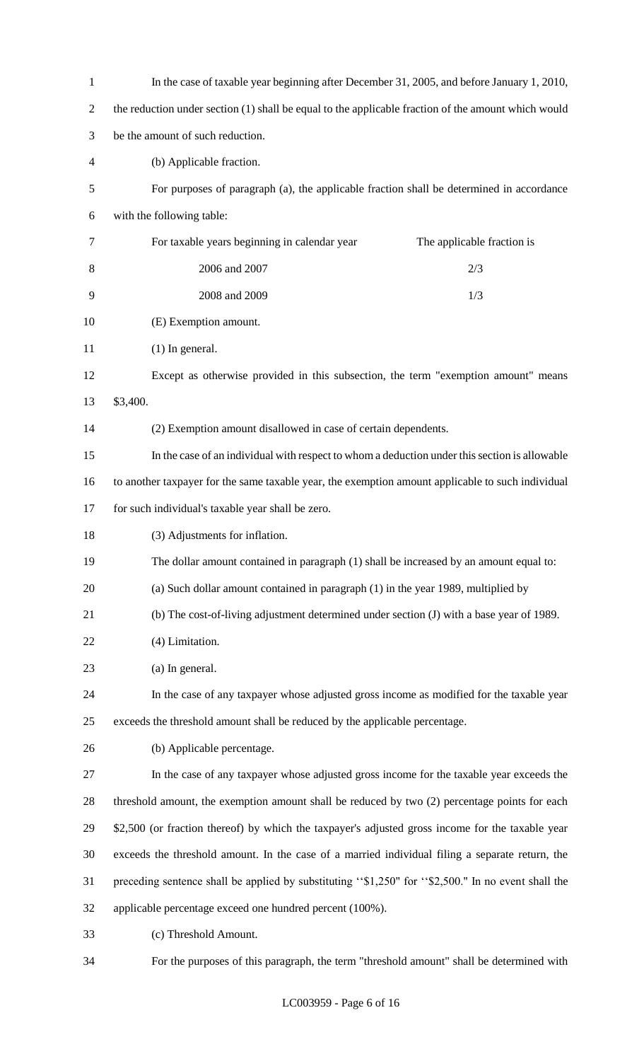In the case of taxable year beginning after December 31, 2005, and before January 1, 2010, the reduction under section (1) shall be equal to the applicable fraction of the amount which would be the amount of such reduction.

(b) Applicable fraction.

For purposes of paragraph (a), the applicable fraction shall be determined in accordance with the following table:

| For taxable years beginning in calendar year | The applicable fraction is |
|---|---|
| 2006 and 2007 | 2/3 |
| 2008 and 2009 | 1/3 |

(E) Exemption amount.

(1) In general.

Except as otherwise provided in this subsection, the term "exemption amount" means $3,400.

(2) Exemption amount disallowed in case of certain dependents.

In the case of an individual with respect to whom a deduction under this section is allowable to another taxpayer for the same taxable year, the exemption amount applicable to such individual for such individual's taxable year shall be zero.

(3) Adjustments for inflation.

The dollar amount contained in paragraph (1) shall be increased by an amount equal to:

(a) Such dollar amount contained in paragraph (1) in the year 1989, multiplied by

(b) The cost-of-living adjustment determined under section (J) with a base year of 1989.

(4) Limitation.

(a) In general.

In the case of any taxpayer whose adjusted gross income as modified for the taxable year exceeds the threshold amount shall be reduced by the applicable percentage.

(b) Applicable percentage.

In the case of any taxpayer whose adjusted gross income for the taxable year exceeds the threshold amount, the exemption amount shall be reduced by two (2) percentage points for each $2,500 (or fraction thereof) by which the taxpayer's adjusted gross income for the taxable year exceeds the threshold amount. In the case of a married individual filing a separate return, the preceding sentence shall be applied by substituting ''$1,250" for ''$2,500." In no event shall the applicable percentage exceed one hundred percent (100%).

(c) Threshold Amount.

For the purposes of this paragraph, the term "threshold amount" shall be determined with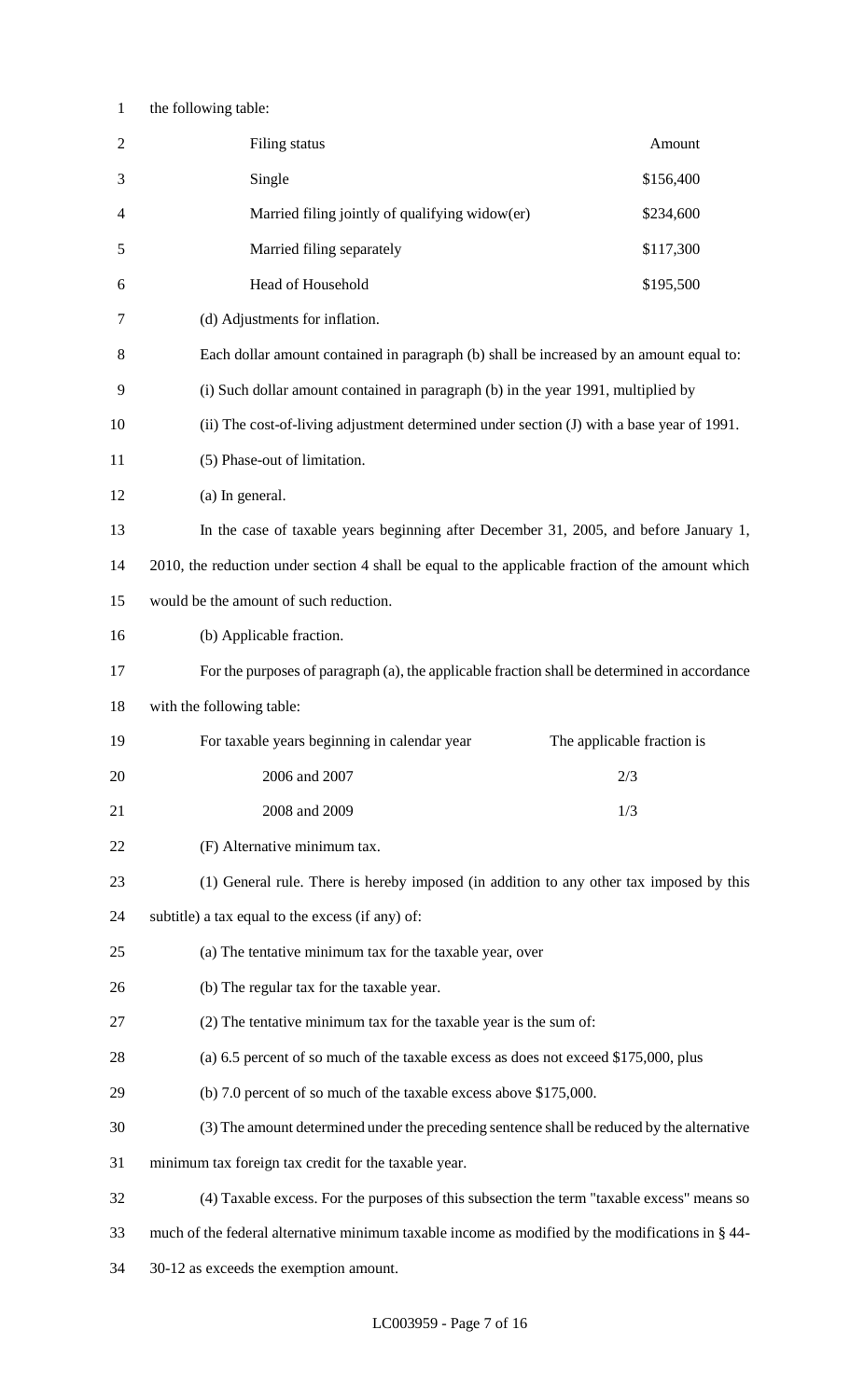the following table:

| Filing status | Amount |
|---|---|
| Single | $156,400 |
| Married filing jointly of qualifying widow(er) | $234,600 |
| Married filing separately | $117,300 |
| Head of Household | $195,500 |

(d) Adjustments for inflation.

Each dollar amount contained in paragraph (b) shall be increased by an amount equal to:

(i) Such dollar amount contained in paragraph (b) in the year 1991, multiplied by

(ii) The cost-of-living adjustment determined under section (J) with a base year of 1991.

(5) Phase-out of limitation.

(a) In general.

In the case of taxable years beginning after December 31, 2005, and before January 1, 2010, the reduction under section 4 shall be equal to the applicable fraction of the amount which would be the amount of such reduction.

(b) Applicable fraction.

For the purposes of paragraph (a), the applicable fraction shall be determined in accordance with the following table:

| For taxable years beginning in calendar year | The applicable fraction is |
|---|---|
| 2006 and 2007 | 2/3 |
| 2008 and 2009 | 1/3 |

(F) Alternative minimum tax.

(1) General rule. There is hereby imposed (in addition to any other tax imposed by this subtitle) a tax equal to the excess (if any) of:

(a) The tentative minimum tax for the taxable year, over

(b) The regular tax for the taxable year.

(2) The tentative minimum tax for the taxable year is the sum of:

(a) 6.5 percent of so much of the taxable excess as does not exceed $175,000, plus

(b) 7.0 percent of so much of the taxable excess above $175,000.

(3) The amount determined under the preceding sentence shall be reduced by the alternative minimum tax foreign tax credit for the taxable year.

(4) Taxable excess. For the purposes of this subsection the term "taxable excess" means so much of the federal alternative minimum taxable income as modified by the modifications in § 44-30-12 as exceeds the exemption amount.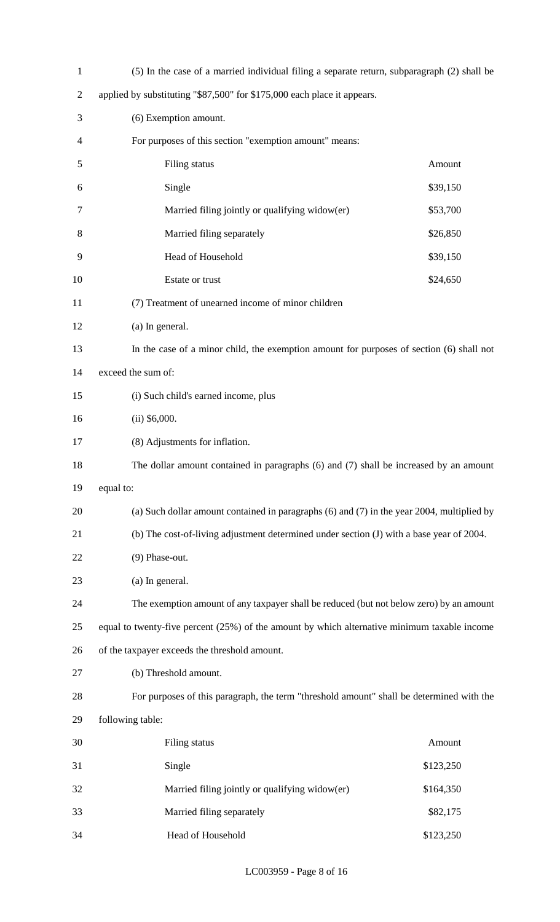(5) In the case of a married individual filing a separate return, subparagraph (2) shall be applied by substituting "$87,500" for $175,000 each place it appears.

(6) Exemption amount.

For purposes of this section "exemption amount" means:

| Filing status | Amount |
|---|---|
| Single | $39,150 |
| Married filing jointly or qualifying widow(er) | $53,700 |
| Married filing separately | $26,850 |
| Head of Household | $39,150 |
| Estate or trust | $24,650 |

(7) Treatment of unearned income of minor children

(a) In general.

In the case of a minor child, the exemption amount for purposes of section (6) shall not exceed the sum of:

(i) Such child's earned income, plus

(ii) $6,000.

(8) Adjustments for inflation.

The dollar amount contained in paragraphs (6) and (7) shall be increased by an amount equal to:

(a) Such dollar amount contained in paragraphs (6) and (7) in the year 2004, multiplied by

(b) The cost-of-living adjustment determined under section (J) with a base year of 2004.

(9) Phase-out.

(a) In general.

The exemption amount of any taxpayer shall be reduced (but not below zero) by an amount equal to twenty-five percent (25%) of the amount by which alternative minimum taxable income of the taxpayer exceeds the threshold amount.

(b) Threshold amount.

For purposes of this paragraph, the term "threshold amount" shall be determined with the following table:

| Filing status | Amount |
|---|---|
| Single | $123,250 |
| Married filing jointly or qualifying widow(er) | $164,350 |
| Married filing separately | $82,175 |
| Head of Household | $123,250 |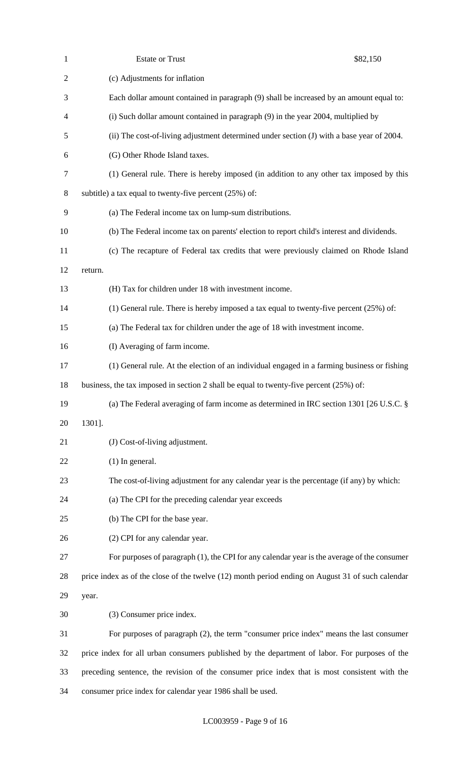Estate or Trust $82,150

(c) Adjustments for inflation

Each dollar amount contained in paragraph (9) shall be increased by an amount equal to:

(i) Such dollar amount contained in paragraph (9) in the year 2004, multiplied by

(ii) The cost-of-living adjustment determined under section (J) with a base year of 2004.

(G) Other Rhode Island taxes.

(1) General rule. There is hereby imposed (in addition to any other tax imposed by this subtitle) a tax equal to twenty-five percent (25%) of:

(a) The Federal income tax on lump-sum distributions.

(b) The Federal income tax on parents' election to report child's interest and dividends.

(c) The recapture of Federal tax credits that were previously claimed on Rhode Island return.

(H) Tax for children under 18 with investment income.

(1) General rule. There is hereby imposed a tax equal to twenty-five percent (25%) of:

(a) The Federal tax for children under the age of 18 with investment income.

(I) Averaging of farm income.

(1) General rule. At the election of an individual engaged in a farming business or fishing business, the tax imposed in section 2 shall be equal to twenty-five percent (25%) of:

(a) The Federal averaging of farm income as determined in IRC section 1301 [26 U.S.C. § 1301].

(J) Cost-of-living adjustment.

(1) In general.

The cost-of-living adjustment for any calendar year is the percentage (if any) by which:

(a) The CPI for the preceding calendar year exceeds

(b) The CPI for the base year.

(2) CPI for any calendar year.

For purposes of paragraph (1), the CPI for any calendar year is the average of the consumer price index as of the close of the twelve (12) month period ending on August 31 of such calendar year.

(3) Consumer price index.

For purposes of paragraph (2), the term "consumer price index" means the last consumer price index for all urban consumers published by the department of labor. For purposes of the preceding sentence, the revision of the consumer price index that is most consistent with the consumer price index for calendar year 1986 shall be used.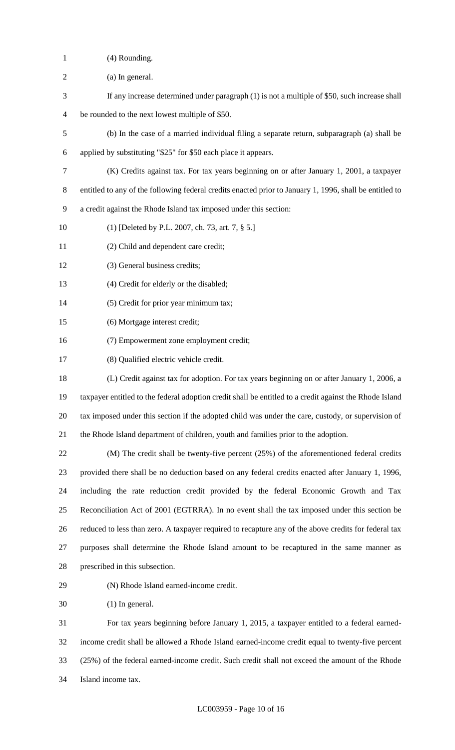(4) Rounding.

(a) In general.

If any increase determined under paragraph (1) is not a multiple of $50, such increase shall be rounded to the next lowest multiple of $50.

(b) In the case of a married individual filing a separate return, subparagraph (a) shall be applied by substituting "$25" for $50 each place it appears.

(K) Credits against tax. For tax years beginning on or after January 1, 2001, a taxpayer entitled to any of the following federal credits enacted prior to January 1, 1996, shall be entitled to a credit against the Rhode Island tax imposed under this section:

(1) [Deleted by P.L. 2007, ch. 73, art. 7, § 5.]

(2) Child and dependent care credit;

(3) General business credits;

(4) Credit for elderly or the disabled;

(5) Credit for prior year minimum tax;

(6) Mortgage interest credit;

(7) Empowerment zone employment credit;

(8) Qualified electric vehicle credit.

(L) Credit against tax for adoption. For tax years beginning on or after January 1, 2006, a taxpayer entitled to the federal adoption credit shall be entitled to a credit against the Rhode Island tax imposed under this section if the adopted child was under the care, custody, or supervision of the Rhode Island department of children, youth and families prior to the adoption.

(M) The credit shall be twenty-five percent (25%) of the aforementioned federal credits provided there shall be no deduction based on any federal credits enacted after January 1, 1996, including the rate reduction credit provided by the federal Economic Growth and Tax Reconciliation Act of 2001 (EGTRRA). In no event shall the tax imposed under this section be reduced to less than zero. A taxpayer required to recapture any of the above credits for federal tax purposes shall determine the Rhode Island amount to be recaptured in the same manner as prescribed in this subsection.

(N) Rhode Island earned-income credit.

(1) In general.

For tax years beginning before January 1, 2015, a taxpayer entitled to a federal earned-income credit shall be allowed a Rhode Island earned-income credit equal to twenty-five percent (25%) of the federal earned-income credit. Such credit shall not exceed the amount of the Rhode Island income tax.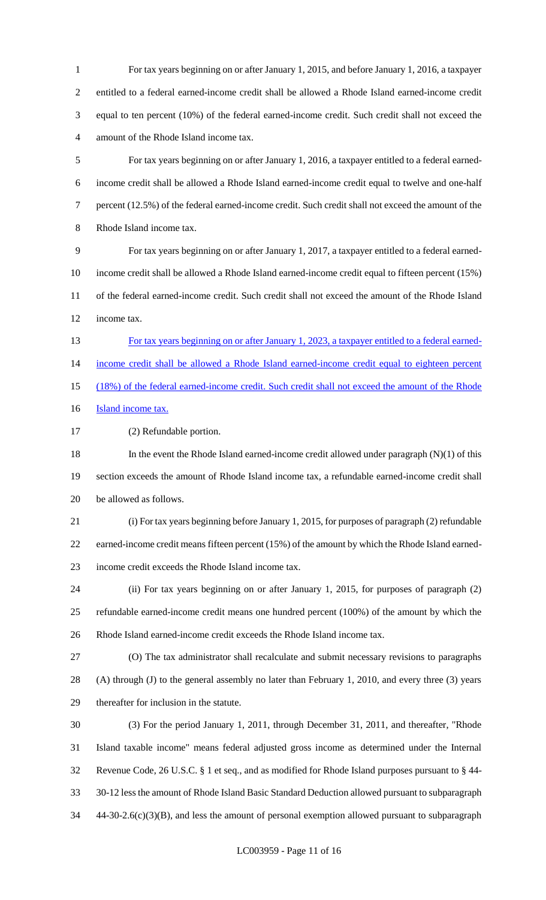For tax years beginning on or after January 1, 2015, and before January 1, 2016, a taxpayer entitled to a federal earned-income credit shall be allowed a Rhode Island earned-income credit equal to ten percent (10%) of the federal earned-income credit. Such credit shall not exceed the amount of the Rhode Island income tax.

For tax years beginning on or after January 1, 2016, a taxpayer entitled to a federal earned-income credit shall be allowed a Rhode Island earned-income credit equal to twelve and one-half percent (12.5%) of the federal earned-income credit. Such credit shall not exceed the amount of the Rhode Island income tax.

For tax years beginning on or after January 1, 2017, a taxpayer entitled to a federal earned-income credit shall be allowed a Rhode Island earned-income credit equal to fifteen percent (15%) of the federal earned-income credit. Such credit shall not exceed the amount of the Rhode Island income tax.

For tax years beginning on or after January 1, 2023, a taxpayer entitled to a federal earned-income credit shall be allowed a Rhode Island earned-income credit equal to eighteen percent (18%) of the federal earned-income credit. Such credit shall not exceed the amount of the Rhode Island income tax.

(2) Refundable portion.

In the event the Rhode Island earned-income credit allowed under paragraph (N)(1) of this section exceeds the amount of Rhode Island income tax, a refundable earned-income credit shall be allowed as follows.

(i) For tax years beginning before January 1, 2015, for purposes of paragraph (2) refundable earned-income credit means fifteen percent (15%) of the amount by which the Rhode Island earned-income credit exceeds the Rhode Island income tax.

(ii) For tax years beginning on or after January 1, 2015, for purposes of paragraph (2) refundable earned-income credit means one hundred percent (100%) of the amount by which the Rhode Island earned-income credit exceeds the Rhode Island income tax.

(O) The tax administrator shall recalculate and submit necessary revisions to paragraphs (A) through (J) to the general assembly no later than February 1, 2010, and every three (3) years thereafter for inclusion in the statute.

(3) For the period January 1, 2011, through December 31, 2011, and thereafter, "Rhode Island taxable income" means federal adjusted gross income as determined under the Internal Revenue Code, 26 U.S.C. § 1 et seq., and as modified for Rhode Island purposes pursuant to § 44-30-12 less the amount of Rhode Island Basic Standard Deduction allowed pursuant to subparagraph 44-30-2.6(c)(3)(B), and less the amount of personal exemption allowed pursuant to subparagraph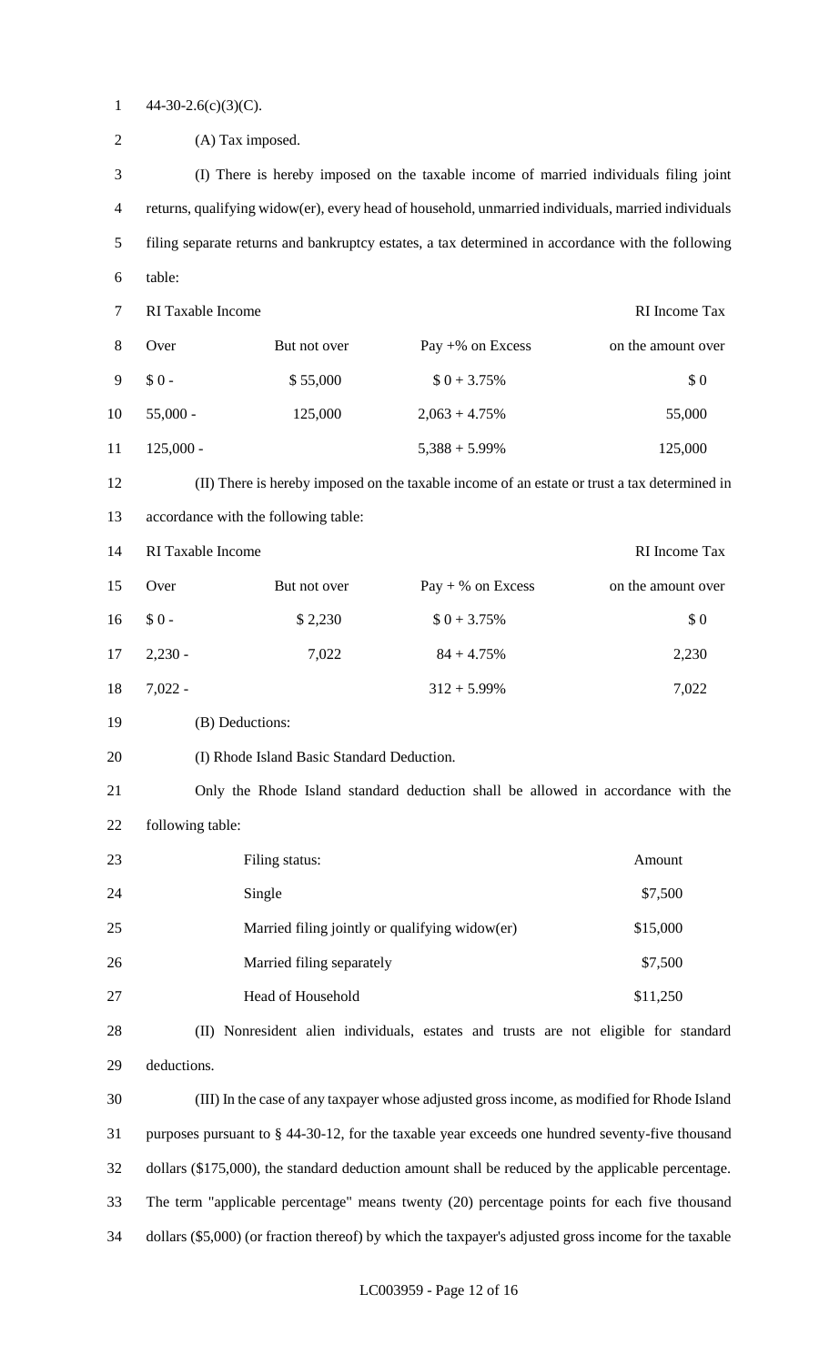44-30-2.6(c)(3)(C).

(A) Tax imposed.

(I) There is hereby imposed on the taxable income of married individuals filing joint returns, qualifying widow(er), every head of household, unmarried individuals, married individuals filing separate returns and bankruptcy estates, a tax determined in accordance with the following table:

| RI Taxable Income | | | RI Income Tax |
|---|---|---|---|
| Over | But not over | Pay +% on Excess | on the amount over |
| $ 0 - | $ 55,000 | $ 0 + 3.75% | $ 0 |
| 55,000 - | 125,000 | 2,063 + 4.75% | 55,000 |
| 125,000 - | | 5,388 + 5.99% | 125,000 |

(II) There is hereby imposed on the taxable income of an estate or trust a tax determined in accordance with the following table:

| RI Taxable Income | | | RI Income Tax |
|---|---|---|---|
| Over | But not over | Pay + % on Excess | on the amount over |
| $ 0 - | $ 2,230 | $ 0 + 3.75% | $ 0 |
| 2,230 - | 7,022 | 84 + 4.75% | 2,230 |
| 7,022 - | | 312 + 5.99% | 7,022 |

(B) Deductions:

(I) Rhode Island Basic Standard Deduction.

Only the Rhode Island standard deduction shall be allowed in accordance with the following table:

| Filing status: | Amount |
|---|---|
| Single | $7,500 |
| Married filing jointly or qualifying widow(er) | $15,000 |
| Married filing separately | $7,500 |
| Head of Household | $11,250 |

(II) Nonresident alien individuals, estates and trusts are not eligible for standard deductions.

(III) In the case of any taxpayer whose adjusted gross income, as modified for Rhode Island purposes pursuant to § 44-30-12, for the taxable year exceeds one hundred seventy-five thousand dollars ($175,000), the standard deduction amount shall be reduced by the applicable percentage. The term "applicable percentage" means twenty (20) percentage points for each five thousand dollars ($5,000) (or fraction thereof) by which the taxpayer's adjusted gross income for the taxable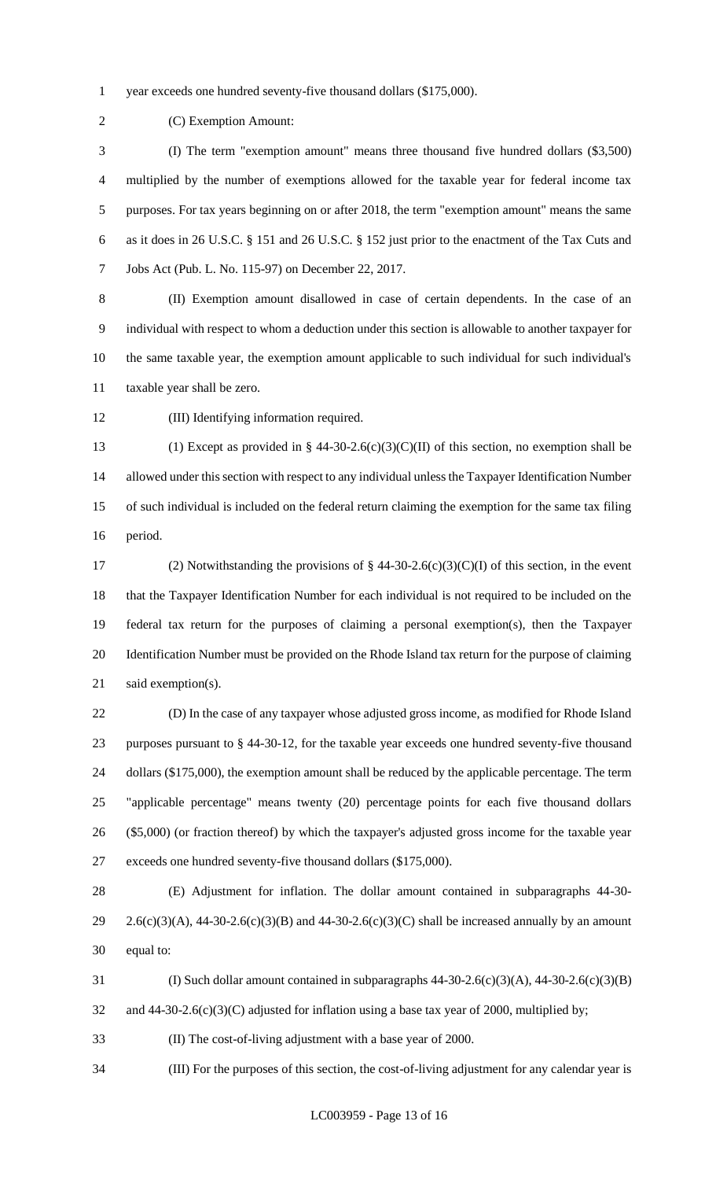year exceeds one hundred seventy-five thousand dollars ($175,000).

(C) Exemption Amount:

(I) The term "exemption amount" means three thousand five hundred dollars ($3,500) multiplied by the number of exemptions allowed for the taxable year for federal income tax purposes. For tax years beginning on or after 2018, the term "exemption amount" means the same as it does in 26 U.S.C. § 151 and 26 U.S.C. § 152 just prior to the enactment of the Tax Cuts and Jobs Act (Pub. L. No. 115-97) on December 22, 2017.

(II) Exemption amount disallowed in case of certain dependents. In the case of an individual with respect to whom a deduction under this section is allowable to another taxpayer for the same taxable year, the exemption amount applicable to such individual for such individual's taxable year shall be zero.

(III) Identifying information required.

(1) Except as provided in § 44-30-2.6(c)(3)(C)(II) of this section, no exemption shall be allowed under this section with respect to any individual unless the Taxpayer Identification Number of such individual is included on the federal return claiming the exemption for the same tax filing period.

(2) Notwithstanding the provisions of § 44-30-2.6(c)(3)(C)(I) of this section, in the event that the Taxpayer Identification Number for each individual is not required to be included on the federal tax return for the purposes of claiming a personal exemption(s), then the Taxpayer Identification Number must be provided on the Rhode Island tax return for the purpose of claiming said exemption(s).

(D) In the case of any taxpayer whose adjusted gross income, as modified for Rhode Island purposes pursuant to § 44-30-12, for the taxable year exceeds one hundred seventy-five thousand dollars ($175,000), the exemption amount shall be reduced by the applicable percentage. The term "applicable percentage" means twenty (20) percentage points for each five thousand dollars ($5,000) (or fraction thereof) by which the taxpayer's adjusted gross income for the taxable year exceeds one hundred seventy-five thousand dollars ($175,000).

(E) Adjustment for inflation. The dollar amount contained in subparagraphs 44-30-2.6(c)(3)(A), 44-30-2.6(c)(3)(B) and 44-30-2.6(c)(3)(C) shall be increased annually by an amount equal to:

(I) Such dollar amount contained in subparagraphs 44-30-2.6(c)(3)(A), 44-30-2.6(c)(3)(B) and 44-30-2.6(c)(3)(C) adjusted for inflation using a base tax year of 2000, multiplied by;

(II) The cost-of-living adjustment with a base year of 2000.

(III) For the purposes of this section, the cost-of-living adjustment for any calendar year is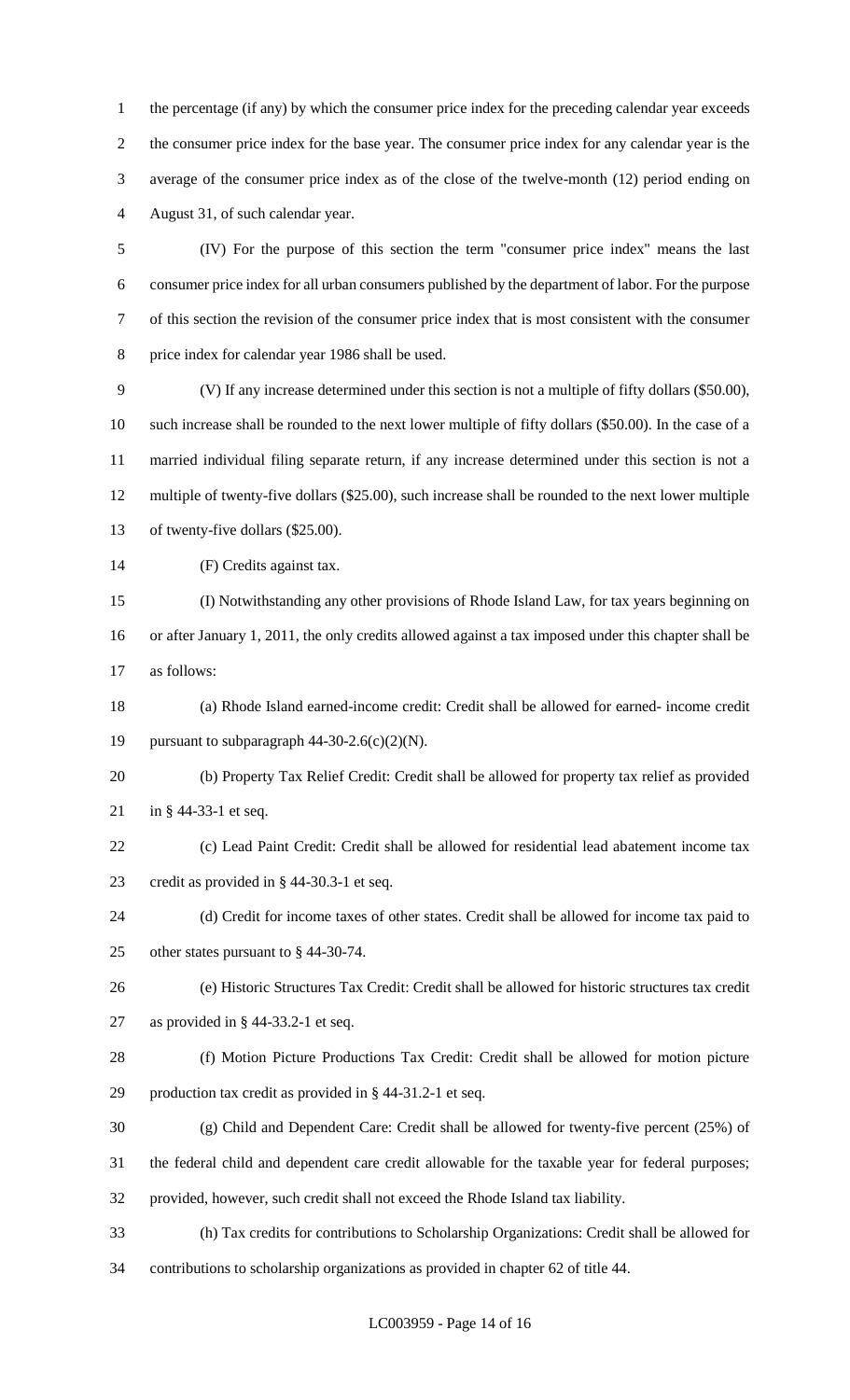the percentage (if any) by which the consumer price index for the preceding calendar year exceeds the consumer price index for the base year. The consumer price index for any calendar year is the average of the consumer price index as of the close of the twelve-month (12) period ending on August 31, of such calendar year.

(IV) For the purpose of this section the term "consumer price index" means the last consumer price index for all urban consumers published by the department of labor. For the purpose of this section the revision of the consumer price index that is most consistent with the consumer price index for calendar year 1986 shall be used.

(V) If any increase determined under this section is not a multiple of fifty dollars ($50.00), such increase shall be rounded to the next lower multiple of fifty dollars ($50.00). In the case of a married individual filing separate return, if any increase determined under this section is not a multiple of twenty-five dollars ($25.00), such increase shall be rounded to the next lower multiple of twenty-five dollars ($25.00).

(F) Credits against tax.

(I) Notwithstanding any other provisions of Rhode Island Law, for tax years beginning on or after January 1, 2011, the only credits allowed against a tax imposed under this chapter shall be as follows:

(a) Rhode Island earned-income credit: Credit shall be allowed for earned- income credit pursuant to subparagraph 44-30-2.6(c)(2)(N).

(b) Property Tax Relief Credit: Credit shall be allowed for property tax relief as provided in § 44-33-1 et seq.

(c) Lead Paint Credit: Credit shall be allowed for residential lead abatement income tax credit as provided in § 44-30.3-1 et seq.

(d) Credit for income taxes of other states. Credit shall be allowed for income tax paid to other states pursuant to § 44-30-74.

(e) Historic Structures Tax Credit: Credit shall be allowed for historic structures tax credit as provided in § 44-33.2-1 et seq.

(f) Motion Picture Productions Tax Credit: Credit shall be allowed for motion picture production tax credit as provided in § 44-31.2-1 et seq.

(g) Child and Dependent Care: Credit shall be allowed for twenty-five percent (25%) of the federal child and dependent care credit allowable for the taxable year for federal purposes; provided, however, such credit shall not exceed the Rhode Island tax liability.

(h) Tax credits for contributions to Scholarship Organizations: Credit shall be allowed for contributions to scholarship organizations as provided in chapter 62 of title 44.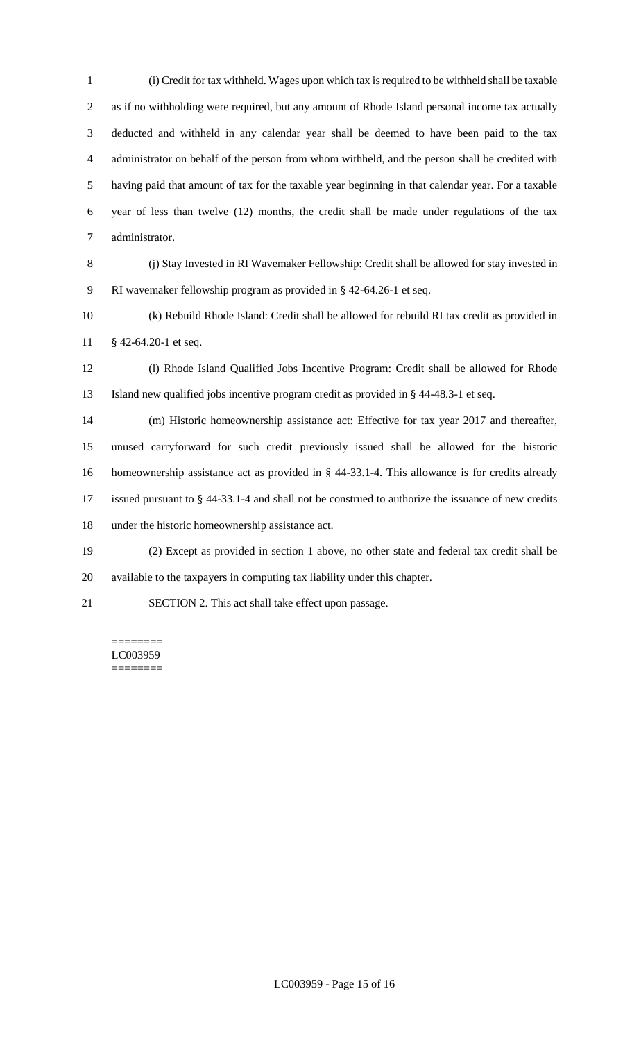(i) Credit for tax withheld. Wages upon which tax is required to be withheld shall be taxable as if no withholding were required, but any amount of Rhode Island personal income tax actually deducted and withheld in any calendar year shall be deemed to have been paid to the tax administrator on behalf of the person from whom withheld, and the person shall be credited with having paid that amount of tax for the taxable year beginning in that calendar year. For a taxable year of less than twelve (12) months, the credit shall be made under regulations of the tax administrator.

(j) Stay Invested in RI Wavemaker Fellowship: Credit shall be allowed for stay invested in RI wavemaker fellowship program as provided in § 42-64.26-1 et seq.

(k) Rebuild Rhode Island: Credit shall be allowed for rebuild RI tax credit as provided in § 42-64.20-1 et seq.

(l) Rhode Island Qualified Jobs Incentive Program: Credit shall be allowed for Rhode Island new qualified jobs incentive program credit as provided in § 44-48.3-1 et seq.

(m) Historic homeownership assistance act: Effective for tax year 2017 and thereafter, unused carryforward for such credit previously issued shall be allowed for the historic homeownership assistance act as provided in § 44-33.1-4. This allowance is for credits already issued pursuant to § 44-33.1-4 and shall not be construed to authorize the issuance of new credits under the historic homeownership assistance act.

(2) Except as provided in section 1 above, no other state and federal tax credit shall be available to the taxpayers in computing tax liability under this chapter.

SECTION 2. This act shall take effect upon passage.

========
LC003959
========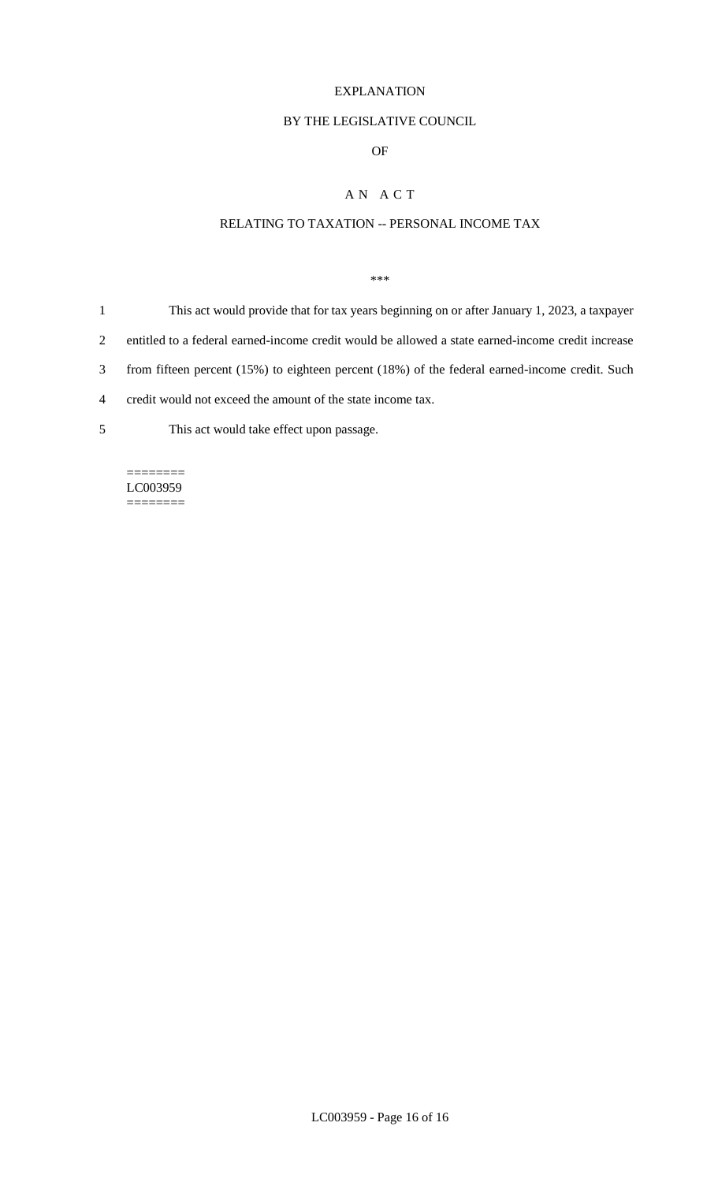EXPLANATION

BY THE LEGISLATIVE COUNCIL

OF

A N A C T

RELATING TO TAXATION -- PERSONAL INCOME TAX

\*\*\*

This act would provide that for tax years beginning on or after January 1, 2023, a taxpayer entitled to a federal earned-income credit would be allowed a state earned-income credit increase from fifteen percent (15%) to eighteen percent (18%) of the federal earned-income credit. Such credit would not exceed the amount of the state income tax.

This act would take effect upon passage.

========
LC003959
========